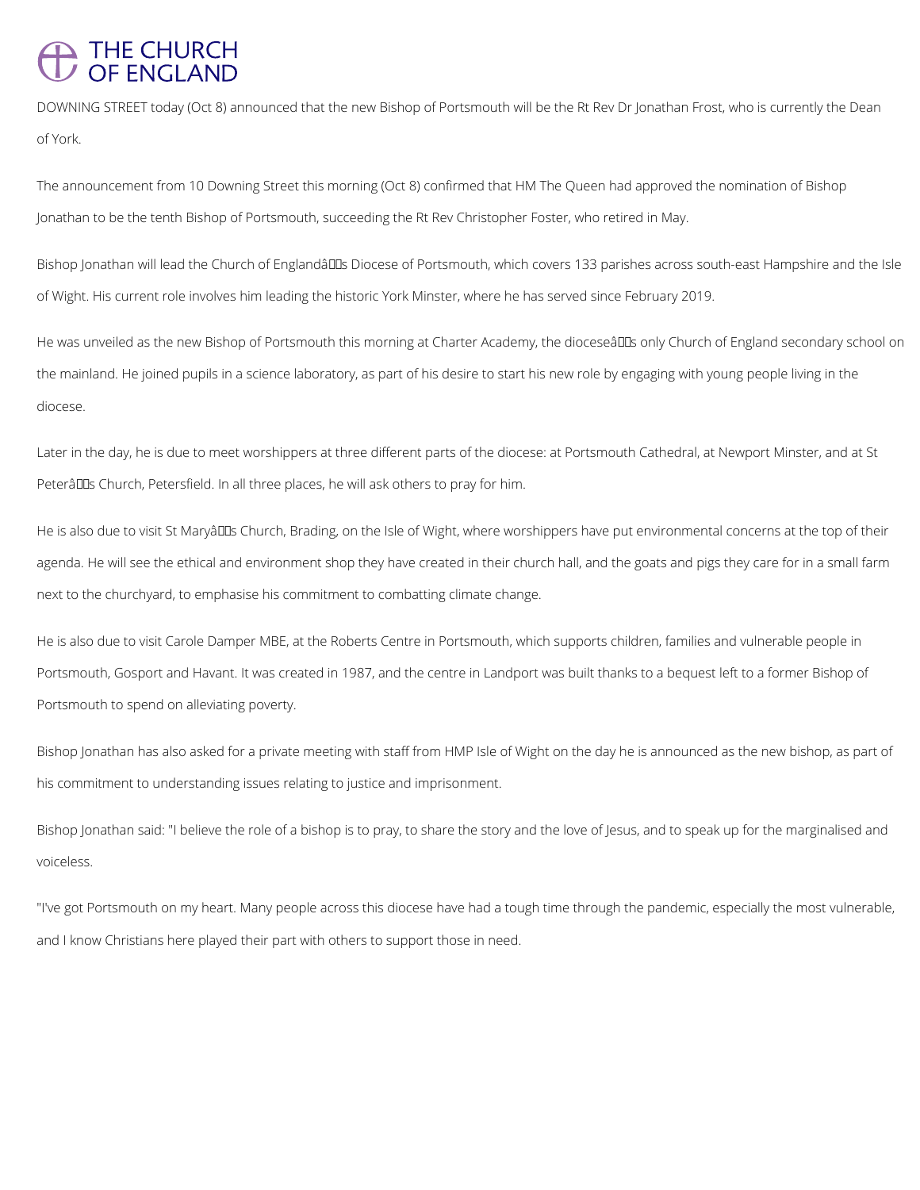# THE CHURCH OF ENGLAND

DOWNING STREET today (Oct 8) announced that the new Bishop of Portsmouth will be the Rt Rev Dr Jonathan Frost, who is currently the Dean of York.

The announcement from 10 Downing Street this morning (Oct 8) confirmed that HM The Queen had approved the nomination of Bishop Jonathan to be the tenth Bishop of Portsmouth, succeeding the Rt Rev Christopher Foster, who retired in May.

Bishop Jonathan will lead the Church of Englandâs Diocese of Portsmouth, which covers 133 parishes across south-east Hampshire and the Isle of Wight. His current role involves him leading the historic York Minster, where he has served since February 2019.

He was unveiled as the new Bishop of Portsmouth this morning at Charter Academy, the dioceseâs only Church of England secondary school on the mainland. He joined pupils in a science laboratory, as part of his desire to start his new role by engaging with young people living in the diocese.

Later in the day, he is due to meet worshippers at three different parts of the diocese: at Portsmouth Cathedral, at Newport Minster, and at St Peterâs Church, Petersfield. In all three places, he will ask others to pray for him.

He is also due to visit St Maryâs Church, Brading, on the Isle of Wight, where worshippers have put environmental concerns at the top of their agenda. He will see the ethical and environment shop they have created in their church hall, and the goats and pigs they care for in a small farm next to the churchyard, to emphasise his commitment to combatting climate change.

He is also due to visit Carole Damper MBE, at the Roberts Centre in Portsmouth, which supports children, families and vulnerable people in Portsmouth, Gosport and Havant. It was created in 1987, and the centre in Landport was built thanks to a bequest left to a former Bishop of Portsmouth to spend on alleviating poverty.

Bishop Jonathan has also asked for a private meeting with staff from HMP Isle of Wight on the day he is announced as the new bishop, as part of his commitment to understanding issues relating to justice and imprisonment.

Bishop Jonathan said: "I believe the role of a bishop is to pray, to share the story and the love of Jesus, and to speak up for the marginalised and voiceless.

"I've got Portsmouth on my heart. Many people across this diocese have had a tough time through the pandemic, especially the most vulnerable, and I know Christians here played their part with others to support those in need.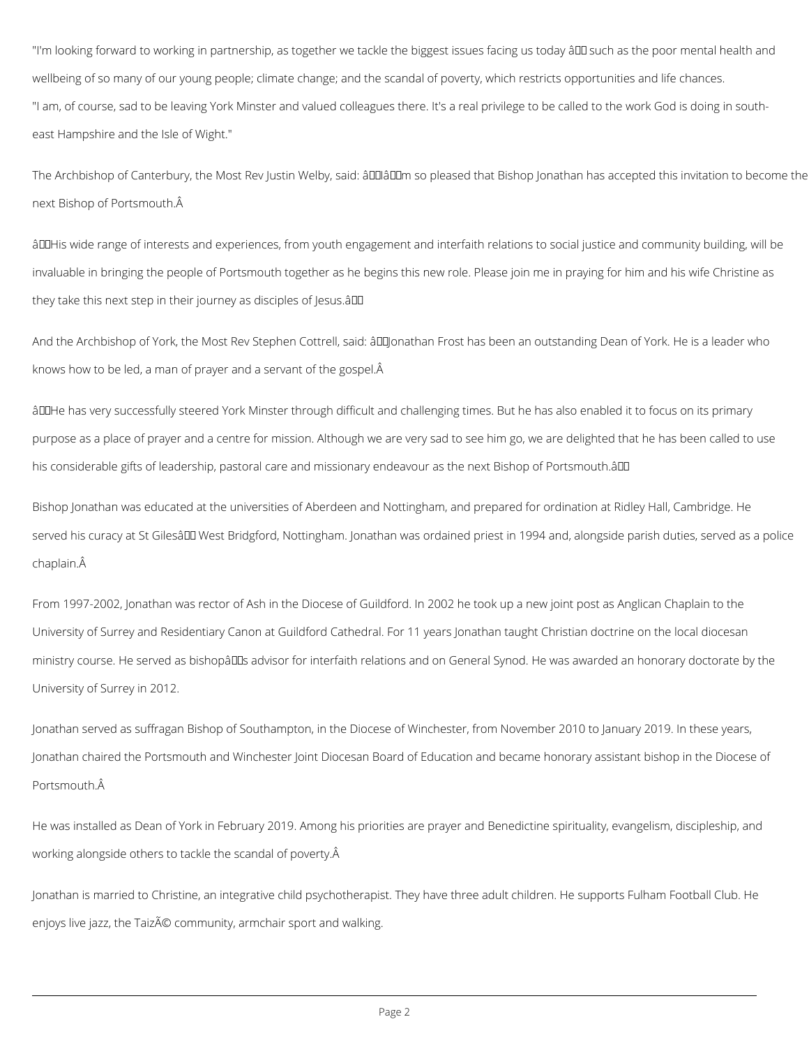"I'm looking forward to working in partnership, as together we tackle the biggest issues facing us today â such as the poor mental health and wellbeing of so many of our young people; climate change; and the scandal of poverty, which restricts opportunities and life chances.

"I am, of course, sad to be leaving York Minster and valued colleagues there. It's a real privilege to be called to the work God is doing in south-east Hampshire and the Isle of Wight."

The Archbishop of Canterbury, the Most Rev Justin Welby, said: âIâm so pleased that Bishop Jonathan has accepted this invitation to become the next Bishop of Portsmouth.Â

âHis wide range of interests and experiences, from youth engagement and interfaith relations to social justice and community building, will be invaluable in bringing the people of Portsmouth together as he begins this new role. Please join me in praying for him and his wife Christine as they take this next step in their journey as disciples of Jesus.â

And the Archbishop of York, the Most Rev Stephen Cottrell, said: âJonathan Frost has been an outstanding Dean of York. He is a leader who knows how to be led, a man of prayer and a servant of the gospel.Â

âHe has very successfully steered York Minster through difficult and challenging times. But he has also enabled it to focus on its primary purpose as a place of prayer and a centre for mission. Although we are very sad to see him go, we are delighted that he has been called to use his considerable gifts of leadership, pastoral care and missionary endeavour as the next Bishop of Portsmouth.â

Bishop Jonathan was educated at the universities of Aberdeen and Nottingham, and prepared for ordination at Ridley Hall, Cambridge. He served his curacy at St Gilesâ West Bridgford, Nottingham. Jonathan was ordained priest in 1994 and, alongside parish duties, served as a police chaplain.Â

From 1997-2002, Jonathan was rector of Ash in the Diocese of Guildford. In 2002 he took up a new joint post as Anglican Chaplain to the University of Surrey and Residentiary Canon at Guildford Cathedral. For 11 years Jonathan taught Christian doctrine on the local diocesan ministry course. He served as bishopâs advisor for interfaith relations and on General Synod. He was awarded an honorary doctorate by the University of Surrey in 2012.

Jonathan served as suffragan Bishop of Southampton, in the Diocese of Winchester, from November 2010 to January 2019. In these years, Jonathan chaired the Portsmouth and Winchester Joint Diocesan Board of Education and became honorary assistant bishop in the Diocese of Portsmouth.Â

He was installed as Dean of York in February 2019. Among his priorities are prayer and Benedictine spirituality, evangelism, discipleship, and working alongside others to tackle the scandal of poverty.Â

Jonathan is married to Christine, an integrative child psychotherapist. They have three adult children. He supports Fulham Football Club. He enjoys live jazz, the TaizÃ© community, armchair sport and walking.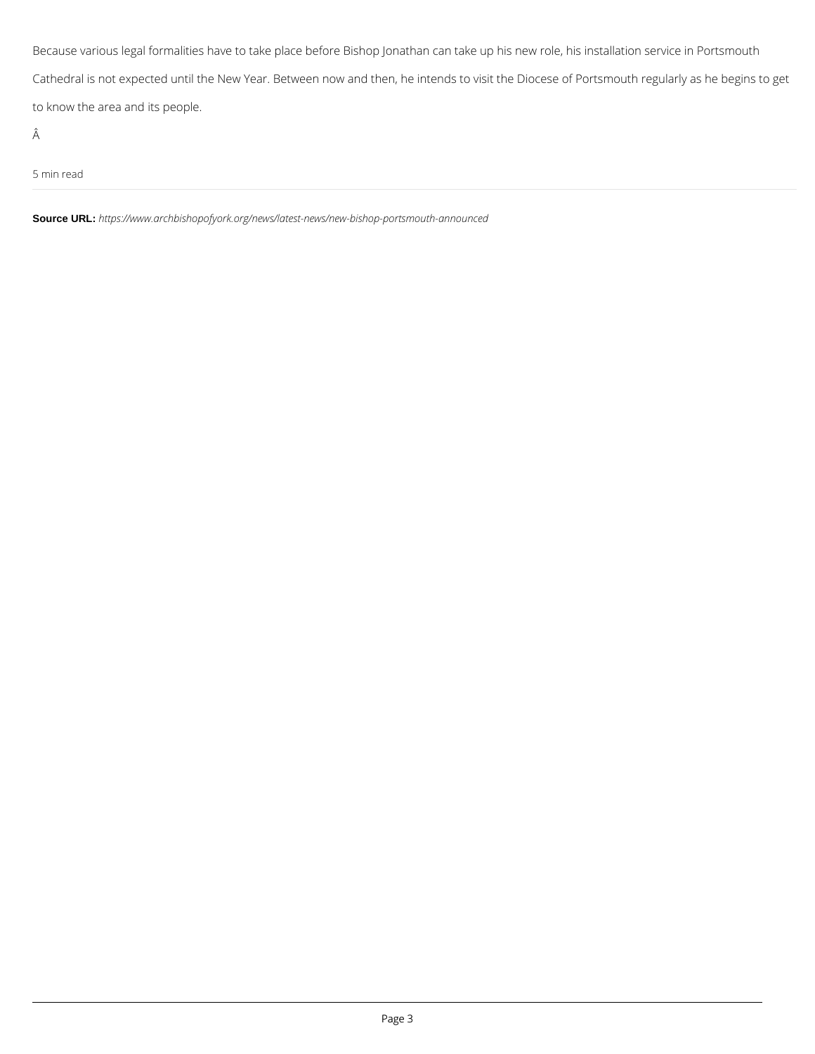Because various legal formalities have to take place before Bishop Jonathan can take up his new role, his installation service in Portsmouth Cathedral is not expected until the New Year. Between now and then, he intends to visit the Diocese of Portsmouth regularly as he begins to get to know the area and its people.

Â

5 min read

---

**Source URL:** *https://www.archbishopofyork.org/news/latest-news/new-bishop-portsmouth-announced*